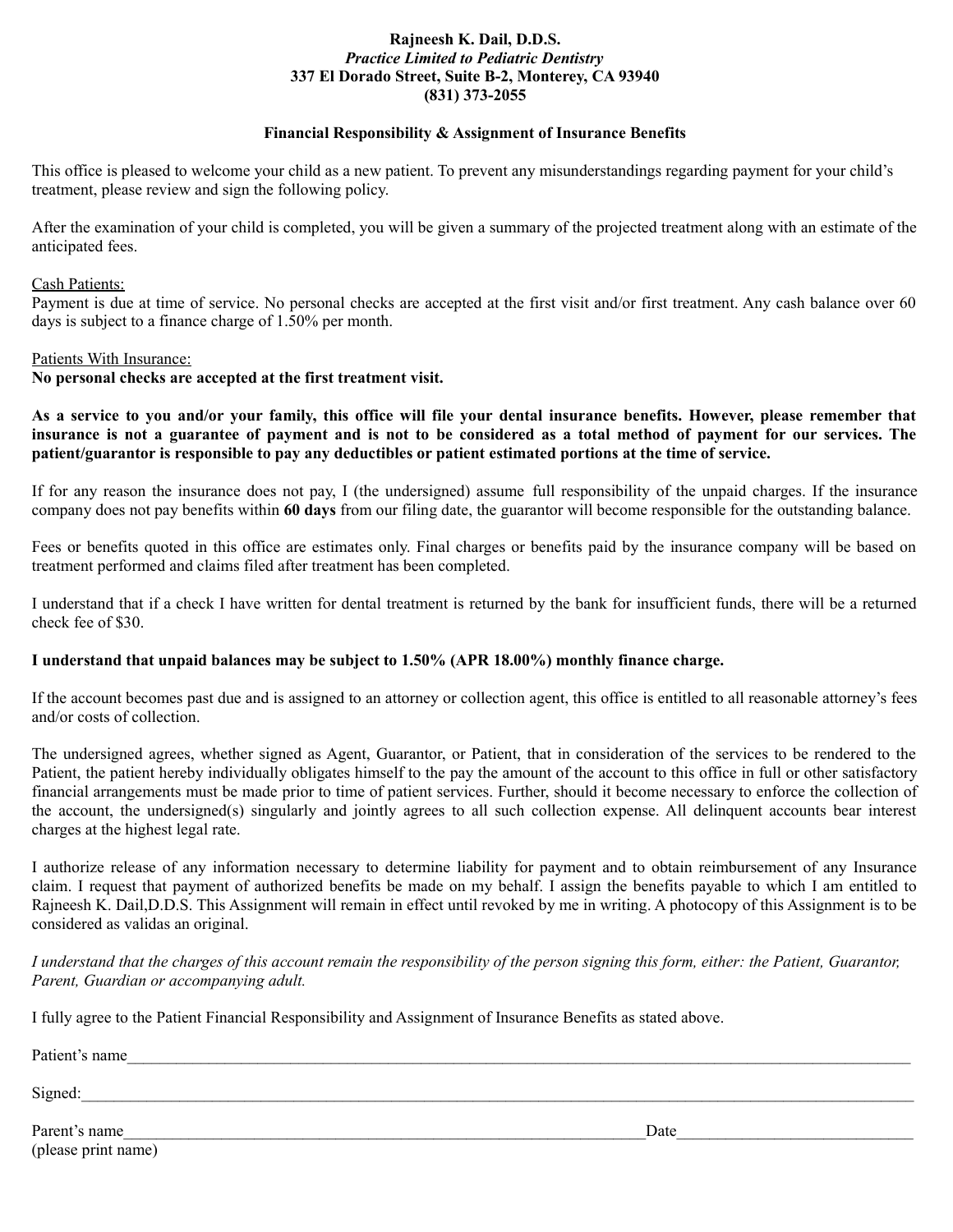**Rajneesh K. Dail, D.D.S.**
***Practice Limited to Pediatric Dentistry***
**337 El Dorado Street, Suite B-2, Monterey, CA 93940**
**(831) 373-2055**

**Financial Responsibility & Assignment of Insurance Benefits**

This office is pleased to welcome your child as a new patient. To prevent any misunderstandings regarding payment for your child's treatment, please review and sign the following policy.

After the examination of your child is completed, you will be given a summary of the projected treatment along with an estimate of the anticipated fees.

<u>Cash Patients:</u>
Payment is due at time of service. No personal checks are accepted at the first visit and/or first treatment. Any cash balance over 60 days is subject to a finance charge of 1.50% per month.

<u>Patients With Insurance:</u>
**No personal checks are accepted at the first treatment visit.**

**As a service to you and/or your family, this office will file your dental insurance benefits. However, please remember that insurance is not a guarantee of payment and is not to be considered as a total method of payment for our services. The patient/guarantor is responsible to pay any deductibles or patient estimated portions at the time of service.**

If for any reason the insurance does not pay, I (the undersigned) assume full responsibility of the unpaid charges. If the insurance company does not pay benefits within **60 days** from our filing date, the guarantor will become responsible for the outstanding balance.

Fees or benefits quoted in this office are estimates only. Final charges or benefits paid by the insurance company will be based on treatment performed and claims filed after treatment has been completed.

I understand that if a check I have written for dental treatment is returned by the bank for insufficient funds, there will be a returned check fee of $30.

**I understand that unpaid balances may be subject to 1.50% (APR 18.00%) monthly finance charge.**

If the account becomes past due and is assigned to an attorney or collection agent, this office is entitled to all reasonable attorney's fees and/or costs of collection.

The undersigned agrees, whether signed as Agent, Guarantor, or Patient, that in consideration of the services to be rendered to the Patient, the patient hereby individually obligates himself to the pay the amount of the account to this office in full or other satisfactory financial arrangements must be made prior to time of patient services. Further, should it become necessary to enforce the collection of the account, the undersigned(s) singularly and jointly agrees to all such collection expense. All delinquent accounts bear interest charges at the highest legal rate.

I authorize release of any information necessary to determine liability for payment and to obtain reimbursement of any Insurance claim. I request that payment of authorized benefits be made on my behalf. I assign the benefits payable to which I am entitled to Rajneesh K. Dail,D.D.S. This Assignment will remain in effect until revoked by me in writing. A photocopy of this Assignment is to be considered as validas an original.

*I understand that the charges of this account remain the responsibility of the person signing this form, either: the Patient, Guarantor, Parent, Guardian or accompanying adult.*

I fully agree to the Patient Financial Responsibility and Assignment of Insurance Benefits as stated above.

Patient's name_______________________________________________

Signed:_______________________________________________

Parent's name_______________________________ Date_______________
(please print name)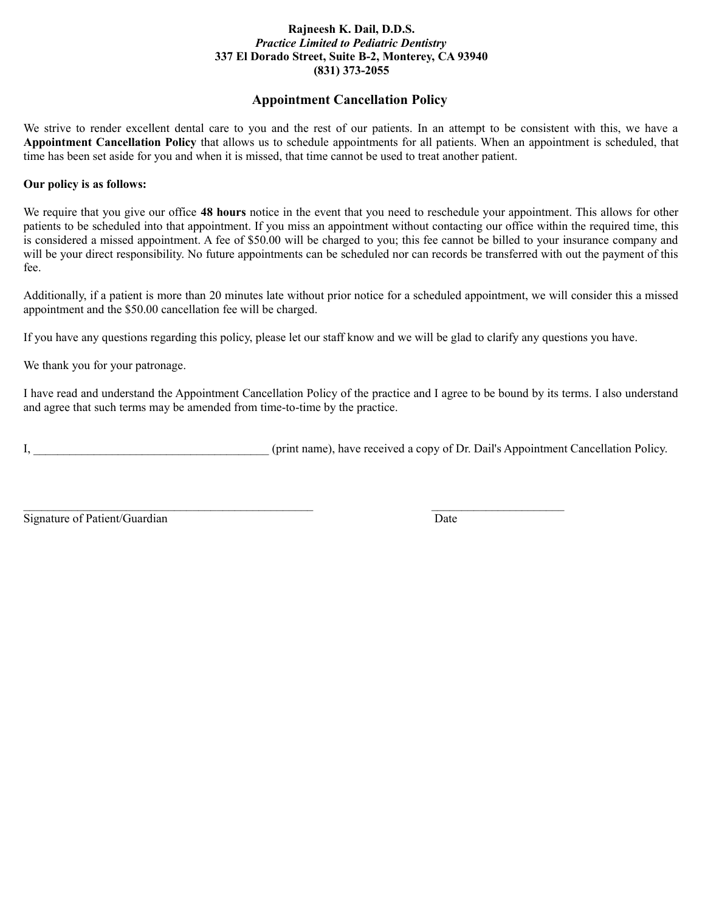**Rajneesh K. Dail, D.D.S.**
***Practice Limited to Pediatric Dentistry***
**337 El Dorado Street, Suite B-2, Monterey, CA 93940**
**(831) 373-2055**

## Appointment Cancellation Policy

We strive to render excellent dental care to you and the rest of our patients. In an attempt to be consistent with this, we have a **Appointment Cancellation Policy** that allows us to schedule appointments for all patients. When an appointment is scheduled, that time has been set aside for you and when it is missed, that time cannot be used to treat another patient.

**Our policy is as follows:**

We require that you give our office **48 hours** notice in the event that you need to reschedule your appointment. This allows for other patients to be scheduled into that appointment. If you miss an appointment without contacting our office within the required time, this is considered a missed appointment. A fee of $50.00 will be charged to you; this fee cannot be billed to your insurance company and will be your direct responsibility. No future appointments can be scheduled nor can records be transferred with out the payment of this fee.

Additionally, if a patient is more than 20 minutes late without prior notice for a scheduled appointment, we will consider this a missed appointment and the $50.00 cancellation fee will be charged.

If you have any questions regarding this policy, please let our staff know and we will be glad to clarify any questions you have.

We thank you for your patronage.

I have read and understand the Appointment Cancellation Policy of the practice and I agree to be bound by its terms. I also understand and agree that such terms may be amended from time-to-time by the practice.

I, ________________________________________ (print name), have received a copy of Dr. Dail's Appointment Cancellation Policy.

___________________________________________________ ______________________
Signature of Patient/Guardian Date